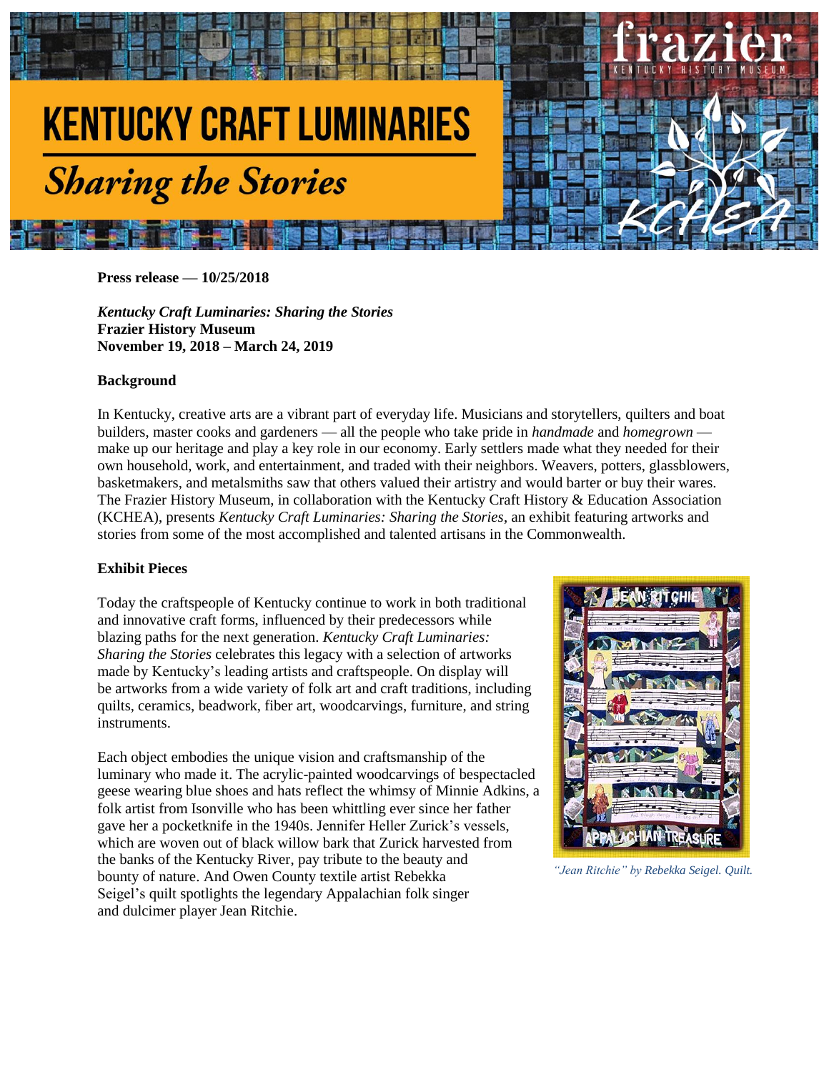# KENTUCKY CRAFT LUMINARIES

## *Sharing the Stories*

**Press release — 10/25/2018**

***Kentucky Craft Luminaries: Sharing the Stories***
**Frazier History Museum**
**November 19, 2018 – March 24, 2019**

**Background**

In Kentucky, creative arts are a vibrant part of everyday life. Musicians and storytellers, quilters and boat builders, master cooks and gardeners — all the people who take pride in *handmade* and *homegrown* — make up our heritage and play a key role in our economy. Early settlers made what they needed for their own household, work, and entertainment, and traded with their neighbors. Weavers, potters, glassblowers, basketmakers, and metalsmiths saw that others valued their artistry and would barter or buy their wares. The Frazier History Museum, in collaboration with the Kentucky Craft History & Education Association (KCHEA), presents *Kentucky Craft Luminaries: Sharing the Stories*, an exhibit featuring artworks and stories from some of the most accomplished and talented artisans in the Commonwealth.

**Exhibit Pieces**

Today the craftspeople of Kentucky continue to work in both traditional and innovative craft forms, influenced by their predecessors while blazing paths for the next generation. *Kentucky Craft Luminaries: Sharing the Stories* celebrates this legacy with a selection of artworks made by Kentucky's leading artists and craftspeople. On display will be artworks from a wide variety of folk art and craft traditions, including quilts, ceramics, beadwork, fiber art, woodcarvings, furniture, and string instruments.

Each object embodies the unique vision and craftsmanship of the luminary who made it. The acrylic-painted woodcarvings of bespectacled geese wearing blue shoes and hats reflect the whimsy of Minnie Adkins, a folk artist from Isonville who has been whittling ever since her father gave her a pocketknife in the 1940s. Jennifer Heller Zurick's vessels, which are woven out of black willow bark that Zurick harvested from the banks of the Kentucky River, pay tribute to the beauty and bounty of nature. And Owen County textile artist Rebekka Seigel's quilt spotlights the legendary Appalachian folk singer and dulcimer player Jean Ritchie.

*"Jean Ritchie" by Rebekka Seigel. Quilt.*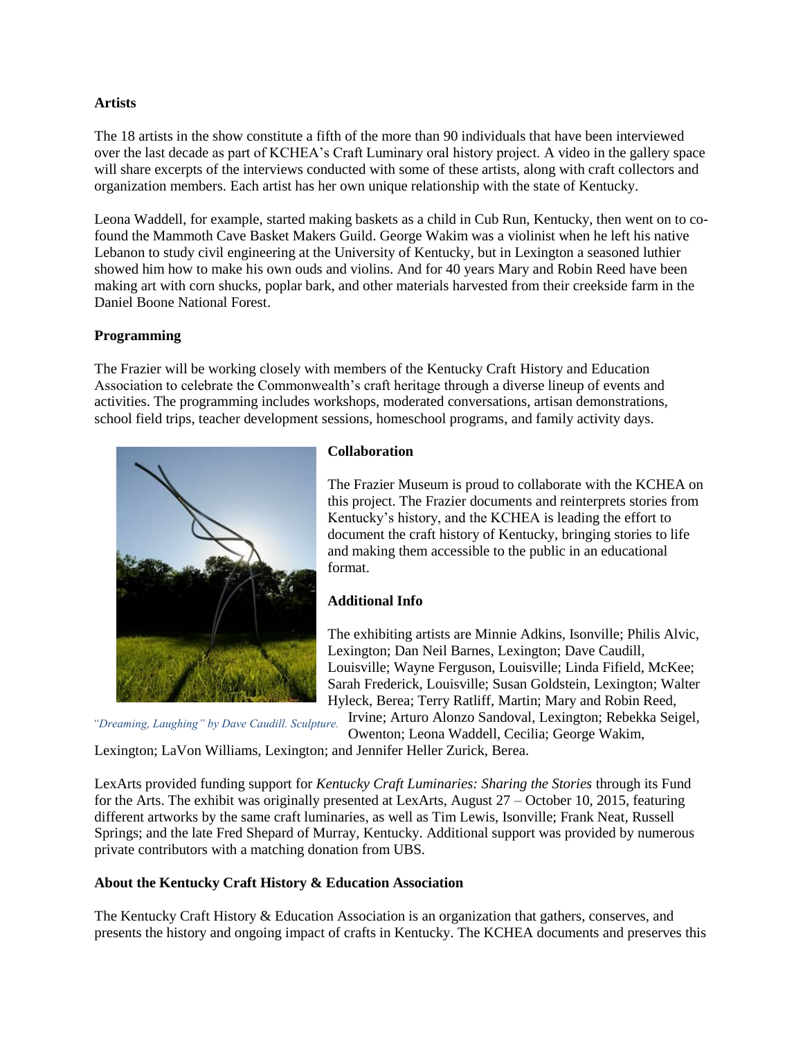**Artists**

The 18 artists in the show constitute a fifth of the more than 90 individuals that have been interviewed over the last decade as part of KCHEA's Craft Luminary oral history project. A video in the gallery space will share excerpts of the interviews conducted with some of these artists, along with craft collectors and organization members. Each artist has her own unique relationship with the state of Kentucky.

Leona Waddell, for example, started making baskets as a child in Cub Run, Kentucky, then went on to co-found the Mammoth Cave Basket Makers Guild. George Wakim was a violinist when he left his native Lebanon to study civil engineering at the University of Kentucky, but in Lexington a seasoned luthier showed him how to make his own ouds and violins. And for 40 years Mary and Robin Reed have been making art with corn shucks, poplar bark, and other materials harvested from their creekside farm in the Daniel Boone National Forest.

**Programming**

The Frazier will be working closely with members of the Kentucky Craft History and Education Association to celebrate the Commonwealth's craft heritage through a diverse lineup of events and activities. The programming includes workshops, moderated conversations, artisan demonstrations, school field trips, teacher development sessions, homeschool programs, and family activity days.

*"Dreaming, Laughing" by Dave Caudill. Sculpture.*

**Collaboration**

The Frazier Museum is proud to collaborate with the KCHEA on this project. The Frazier documents and reinterprets stories from Kentucky's history, and the KCHEA is leading the effort to document the craft history of Kentucky, bringing stories to life and making them accessible to the public in an educational format.

**Additional Info**

The exhibiting artists are Minnie Adkins, Isonville; Philis Alvic, Lexington; Dan Neil Barnes, Lexington; Dave Caudill, Louisville; Wayne Ferguson, Louisville; Linda Fifield, McKee; Sarah Frederick, Louisville; Susan Goldstein, Lexington; Walter Hyleck, Berea; Terry Ratliff, Martin; Mary and Robin Reed, Irvine; Arturo Alonzo Sandoval, Lexington; Rebekka Seigel, Owenton; Leona Waddell, Cecilia; George Wakim, Lexington; LaVon Williams, Lexington; and Jennifer Heller Zurick, Berea.

LexArts provided funding support for *Kentucky Craft Luminaries: Sharing the Stories* through its Fund for the Arts. The exhibit was originally presented at LexArts, August 27 – October 10, 2015, featuring different artworks by the same craft luminaries, as well as Tim Lewis, Isonville; Frank Neat, Russell Springs; and the late Fred Shepard of Murray, Kentucky. Additional support was provided by numerous private contributors with a matching donation from UBS.

**About the Kentucky Craft History & Education Association**

The Kentucky Craft History & Education Association is an organization that gathers, conserves, and presents the history and ongoing impact of crafts in Kentucky. The KCHEA documents and preserves this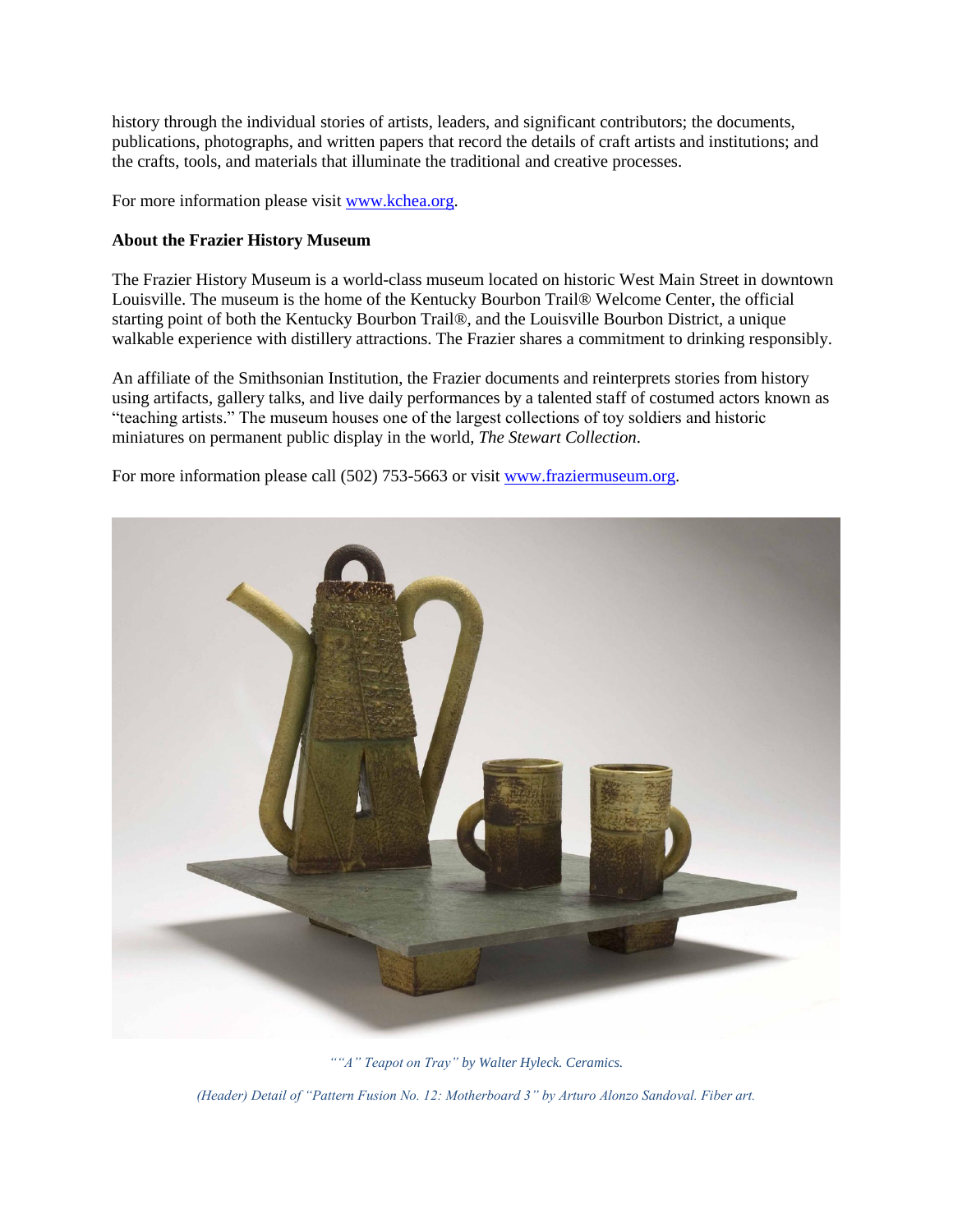history through the individual stories of artists, leaders, and significant contributors; the documents, publications, photographs, and written papers that record the details of craft artists and institutions; and the crafts, tools, and materials that illuminate the traditional and creative processes.

For more information please visit [www.kchea.org](http://www.kchea.org).

**About the Frazier History Museum**

The Frazier History Museum is a world-class museum located on historic West Main Street in downtown Louisville. The museum is the home of the Kentucky Bourbon Trail® Welcome Center, the official starting point of both the Kentucky Bourbon Trail®, and the Louisville Bourbon District, a unique walkable experience with distillery attractions. The Frazier shares a commitment to drinking responsibly.

An affiliate of the Smithsonian Institution, the Frazier documents and reinterprets stories from history using artifacts, gallery talks, and live daily performances by a talented staff of costumed actors known as "teaching artists." The museum houses one of the largest collections of toy soldiers and historic miniatures on permanent public display in the world, *The Stewart Collection*.

For more information please call (502) 753-5663 or visit [www.fraziermuseum.org](http://www.fraziermuseum.org).

*""A" Teapot on Tray" by Walter Hyleck. Ceramics.*

*(Header) Detail of "Pattern Fusion No. 12: Motherboard 3" by Arturo Alonzo Sandoval. Fiber art.*